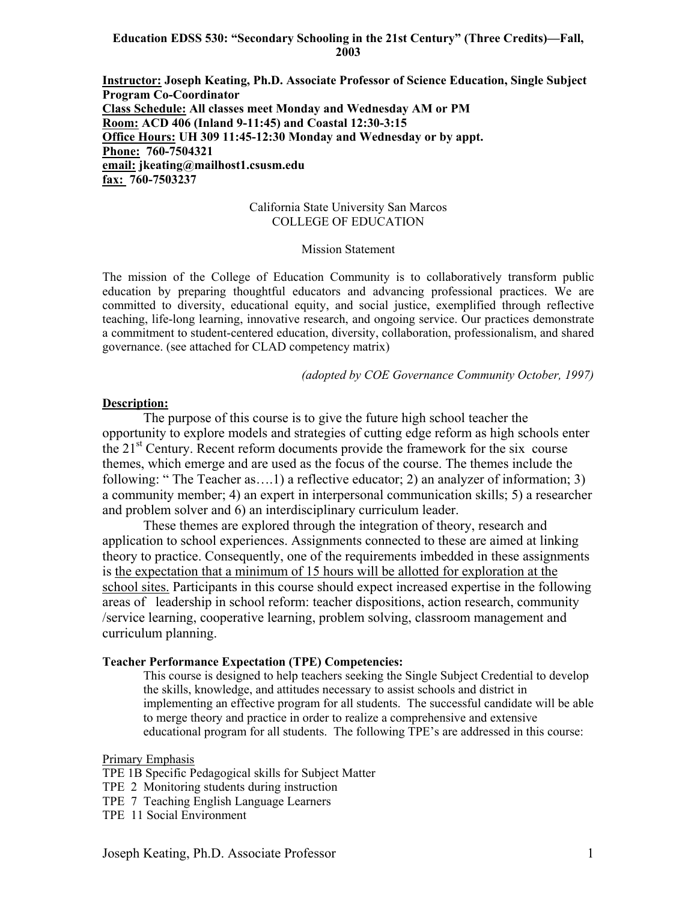**Education EDSS 530: "Secondary Schooling in the 21st Century" (Three Credits)—Fall, 2003**

**<u>Instructor:</u> Joseph Keating, Ph.D. Associate Professor of Science Education, Single Subject Program Co-Coordinator**
**<u>Class Schedule:</u> All classes meet Monday and Wednesday AM or PM**
**<u>Room:</u> ACD 406 (Inland 9-11:45) and Coastal 12:30-3:15**
**<u>Office Hours:</u> UH 309 11:45-12:30 Monday and Wednesday or by appt.**
**<u>Phone:</u> 760-7504321**
**<u>email:</u> jkeating@mailhost1.csusm.edu**
**<u>fax:</u> 760-7503237**

California State University San Marcos
COLLEGE OF EDUCATION

Mission Statement

The mission of the College of Education Community is to collaboratively transform public education by preparing thoughtful educators and advancing professional practices. We are committed to diversity, educational equity, and social justice, exemplified through reflective teaching, life-long learning, innovative research, and ongoing service. Our practices demonstrate a commitment to student-centered education, diversity, collaboration, professionalism, and shared governance. (see attached for CLAD competency matrix)

*(adopted by COE Governance Community October, 1997)*

**<u>Description:</u>**

The purpose of this course is to give the future high school teacher the opportunity to explore models and strategies of cutting edge reform as high schools enter the 21st Century. Recent reform documents provide the framework for the six course themes, which emerge and are used as the focus of the course. The themes include the following: " The Teacher as….1) a reflective educator; 2) an analyzer of information; 3) a community member; 4) an expert in interpersonal communication skills; 5) a researcher and problem solver and 6) an interdisciplinary curriculum leader.

These themes are explored through the integration of theory, research and application to school experiences. Assignments connected to these are aimed at linking theory to practice. Consequently, one of the requirements imbedded in these assignments is <u>the expectation that a minimum of 15 hours will be allotted for exploration at the school sites.</u> Participants in this course should expect increased expertise in the following areas of leadership in school reform: teacher dispositions, action research, community /service learning, cooperative learning, problem solving, classroom management and curriculum planning.

**Teacher Performance Expectation (TPE) Competencies:**

This course is designed to help teachers seeking the Single Subject Credential to develop the skills, knowledge, and attitudes necessary to assist schools and district in implementing an effective program for all students. The successful candidate will be able to merge theory and practice in order to realize a comprehensive and extensive educational program for all students. The following TPE's are addressed in this course:

<u>Primary Emphasis</u>
TPE 1B Specific Pedagogical skills for Subject Matter
TPE 2 Monitoring students during instruction
TPE 7 Teaching English Language Learners
TPE 11 Social Environment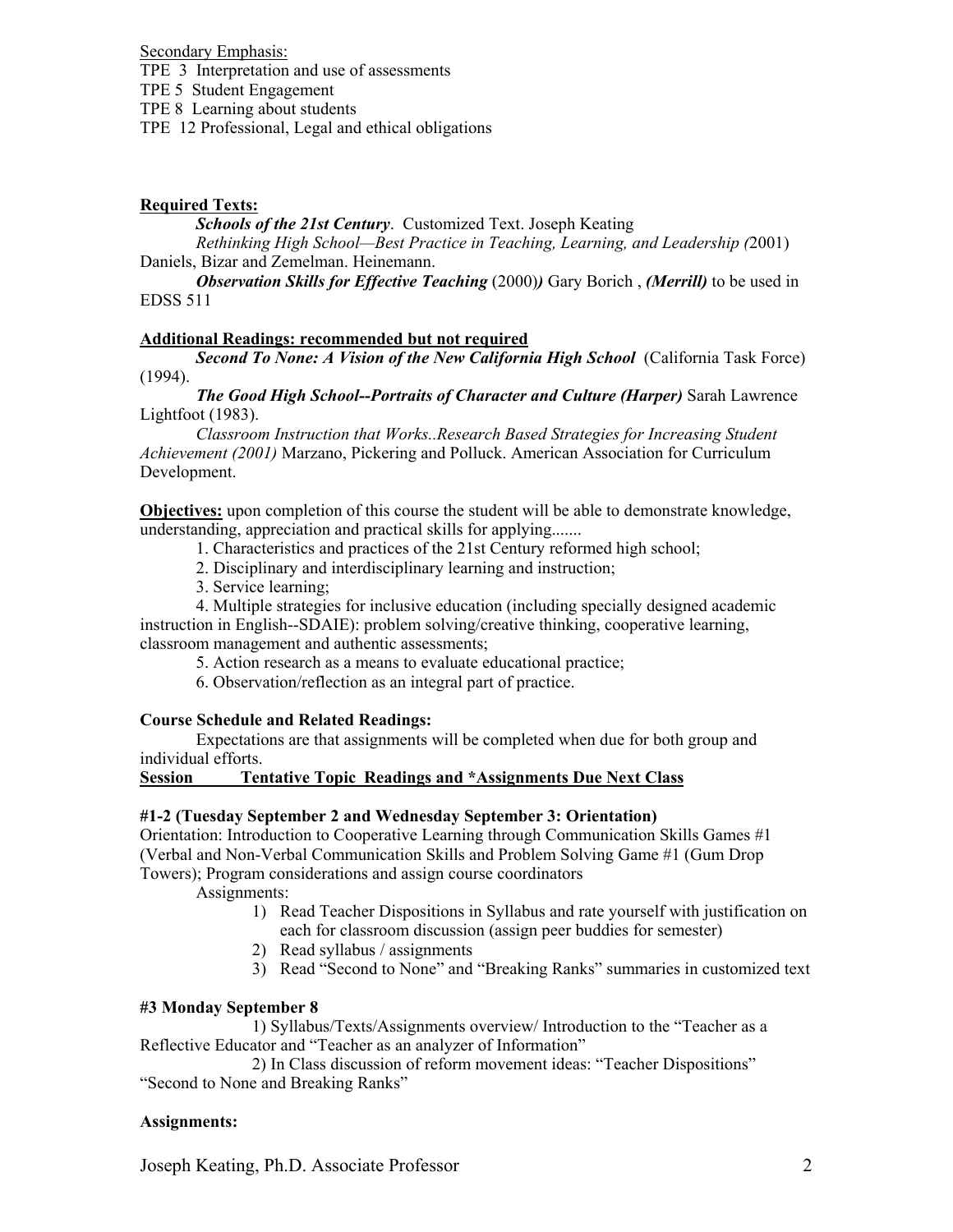Secondary Emphasis:
TPE 3 Interpretation and use of assessments
TPE 5 Student Engagement
TPE 8 Learning about students
TPE 12 Professional, Legal and ethical obligations

**Required Texts:**

***Schools of the 21st Century***. Customized Text. Joseph Keating

*Rethinking High School—Best Practice in Teaching, Learning, and Leadership (*2001) Daniels, Bizar and Zemelman. Heinemann.

***Observation Skills for Effective Teaching*** (2000)***)*** Gary Borich , ***(Merrill)*** to be used in EDSS 511

**Additional Readings: recommended but not required**

***Second To None: A Vision of the New California High School*** (California Task Force) (1994).

***The Good High School--Portraits of Character and Culture (Harper)*** Sarah Lawrence Lightfoot (1983).

*Classroom Instruction that Works..Research Based Strategies for Increasing Student Achievement (2001)* Marzano, Pickering and Polluck. American Association for Curriculum Development.

**Objectives:** upon completion of this course the student will be able to demonstrate knowledge, understanding, appreciation and practical skills for applying.......

1. Characteristics and practices of the 21st Century reformed high school;
2. Disciplinary and interdisciplinary learning and instruction;
3. Service learning;
4. Multiple strategies for inclusive education (including specially designed academic instruction in English--SDAIE): problem solving/creative thinking, cooperative learning, classroom management and authentic assessments;
5. Action research as a means to evaluate educational practice;
6. Observation/reflection as an integral part of practice.

**Course Schedule and Related Readings:**

Expectations are that assignments will be completed when due for both group and individual efforts.

**Session Tentative Topic Readings and *Assignments Due Next Class**

**#1-2 (Tuesday September 2 and Wednesday September 3: Orientation)**

Orientation: Introduction to Cooperative Learning through Communication Skills Games #1 (Verbal and Non-Verbal Communication Skills and Problem Solving Game #1 (Gum Drop Towers); Program considerations and assign course coordinators

Assignments:

1) Read Teacher Dispositions in Syllabus and rate yourself with justification on each for classroom discussion (assign peer buddies for semester)
2) Read syllabus / assignments
3) Read “Second to None” and “Breaking Ranks” summaries in customized text

**#3 Monday September 8**

1) Syllabus/Texts/Assignments overview/ Introduction to the “Teacher as a Reflective Educator and “Teacher as an analyzer of Information”

2) In Class discussion of reform movement ideas: “Teacher Dispositions” “Second to None and Breaking Ranks”

**Assignments:**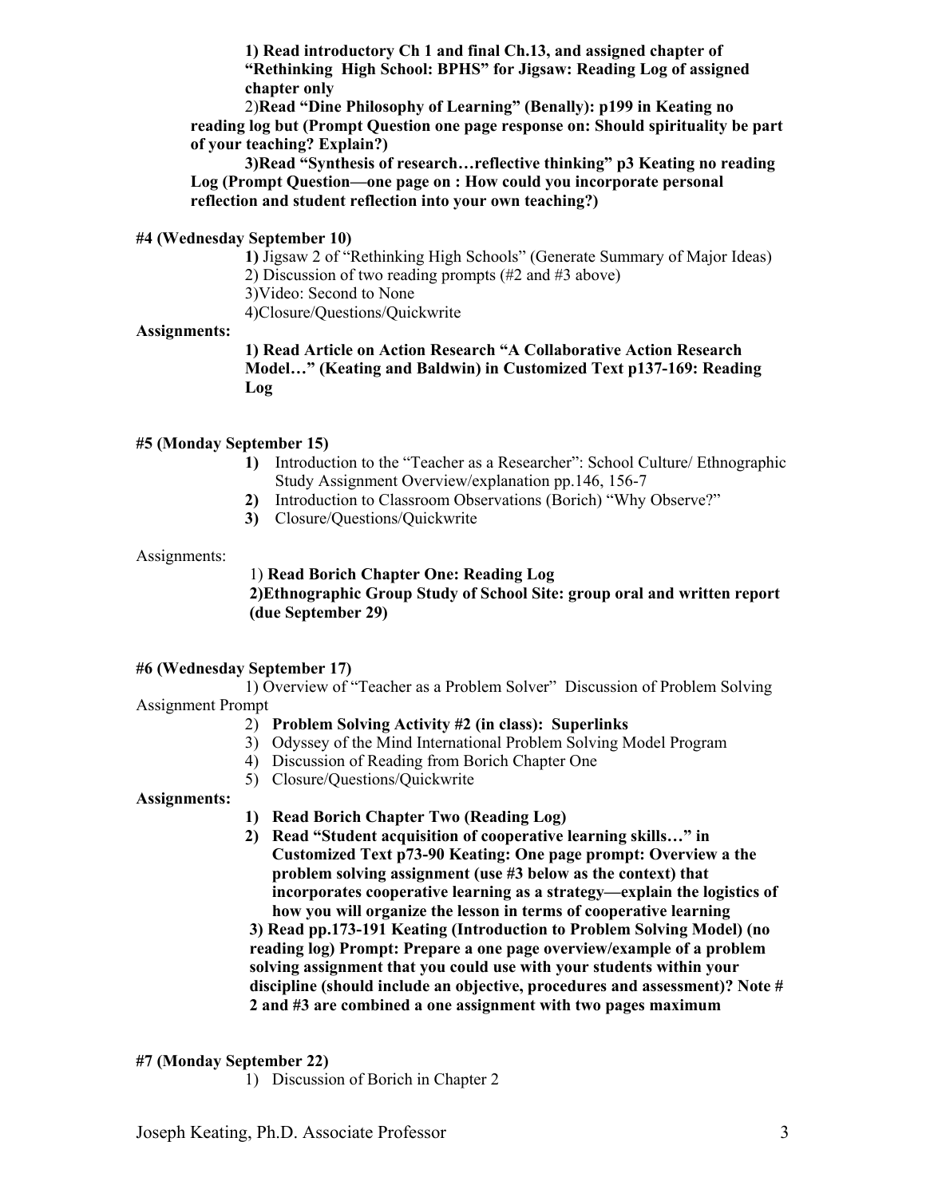**1) Read introductory Ch 1 and final Ch.13, and assigned chapter of "Rethinking High School: BPHS" for Jigsaw: Reading Log of assigned chapter only**

2)**Read "Dine Philosophy of Learning" (Benally): p199 in Keating no reading log but (Prompt Question one page response on: Should spirituality be part of your teaching? Explain?)**

**3)Read "Synthesis of research…reflective thinking" p3 Keating no reading Log (Prompt Question—one page on : How could you incorporate personal reflection and student reflection into your own teaching?)**

**#4 (Wednesday September 10)**

**1)** Jigsaw 2 of "Rethinking High Schools" (Generate Summary of Major Ideas)
2) Discussion of two reading prompts (#2 and #3 above)
3)Video: Second to None
4)Closure/Questions/Quickwrite

**Assignments:**

**1) Read Article on Action Research "A Collaborative Action Research Model…" (Keating and Baldwin) in Customized Text p137-169: Reading Log**

**#5 (Monday September 15)**

1) Introduction to the "Teacher as a Researcher": School Culture/ Ethnographic Study Assignment Overview/explanation pp.146, 156-7
2) Introduction to Classroom Observations (Borich) "Why Observe?"
3) Closure/Questions/Quickwrite

Assignments:

1) **Read Borich Chapter One: Reading Log**
**2)Ethnographic Group Study of School Site: group oral and written report (due September 29)**

**#6 (Wednesday September 17)**

1) Overview of "Teacher as a Problem Solver" Discussion of Problem Solving Assignment Prompt
2) **Problem Solving Activity #2 (in class): Superlinks**
3) Odyssey of the Mind International Problem Solving Model Program
4) Discussion of Reading from Borich Chapter One
5) Closure/Questions/Quickwrite

**Assignments:**

1) **Read Borich Chapter Two (Reading Log)**
2) **Read "Student acquisition of cooperative learning skills…" in Customized Text p73-90 Keating: One page prompt: Overview a the problem solving assignment (use #3 below as the context) that incorporates cooperative learning as a strategy—explain the logistics of how you will organize the lesson in terms of cooperative learning**

**3) Read pp.173-191 Keating (Introduction to Problem Solving Model) (no reading log) Prompt: Prepare a one page overview/example of a problem solving assignment that you could use with your students within your discipline (should include an objective, procedures and assessment)? Note # 2 and #3 are combined a one assignment with two pages maximum**

**#7 (Monday September 22)**

1) Discussion of Borich in Chapter 2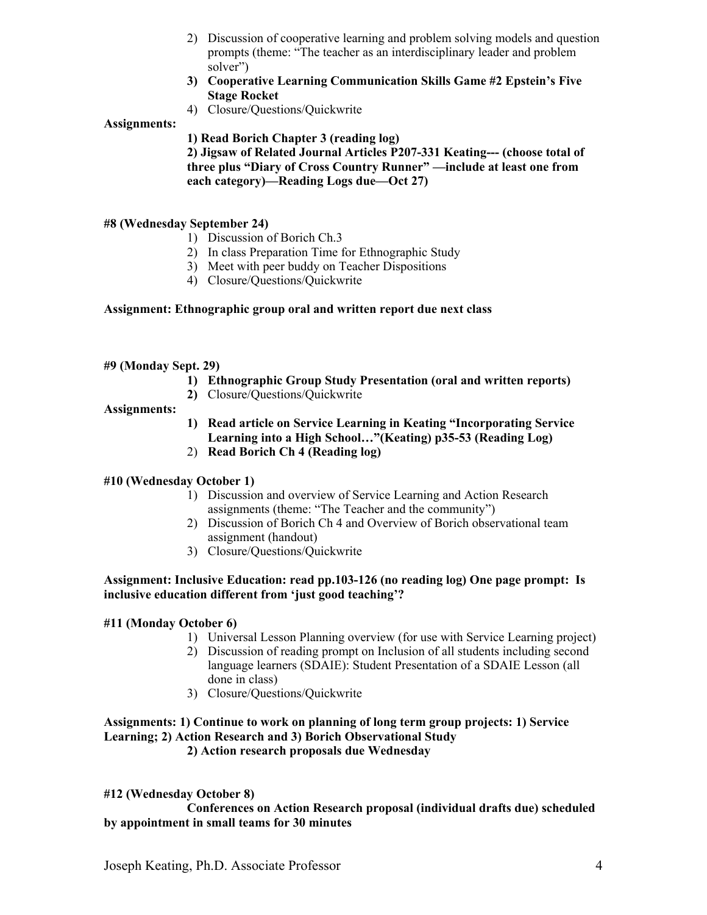2) Discussion of cooperative learning and problem solving models and question prompts (theme: "The teacher as an interdisciplinary leader and problem solver")
3) **Cooperative Learning Communication Skills Game #2 Epstein's Five Stage Rocket**
4) Closure/Questions/Quickwrite

**Assignments:**

**1) Read Borich Chapter 3 (reading log)**
**2) Jigsaw of Related Journal Articles P207-331 Keating--- (choose total of three plus "Diary of Cross Country Runner" —include at least one from each category)—Reading Logs due—Oct 27)**

**#8 (Wednesday September 24)**

1) Discussion of Borich Ch.3
2) In class Preparation Time for Ethnographic Study
3) Meet with peer buddy on Teacher Dispositions
4) Closure/Questions/Quickwrite

**Assignment: Ethnographic group oral and written report due next class**

**#9 (Monday Sept. 29)**

1) **Ethnographic Group Study Presentation (oral and written reports)**
2) Closure/Questions/Quickwrite

**Assignments:**

1) **Read article on Service Learning in Keating "Incorporating Service Learning into a High School…"(Keating) p35-53 (Reading Log)**
2) **Read Borich Ch 4 (Reading log)**

**#10 (Wednesday October 1)**

1) Discussion and overview of Service Learning and Action Research assignments (theme: "The Teacher and the community")
2) Discussion of Borich Ch 4 and Overview of Borich observational team assignment (handout)
3) Closure/Questions/Quickwrite

**Assignment: Inclusive Education: read pp.103-126 (no reading log) One page prompt: Is inclusive education different from 'just good teaching'?**

**#11 (Monday October 6)**

1) Universal Lesson Planning overview (for use with Service Learning project)
2) Discussion of reading prompt on Inclusion of all students including second language learners (SDAIE): Student Presentation of a SDAIE Lesson (all done in class)
3) Closure/Questions/Quickwrite

**Assignments: 1) Continue to work on planning of long term group projects: 1) Service Learning; 2) Action Research and 3) Borich Observational Study**
**2) Action research proposals due Wednesday**

**#12 (Wednesday October 8)**

**Conferences on Action Research proposal (individual drafts due) scheduled by appointment in small teams for 30 minutes**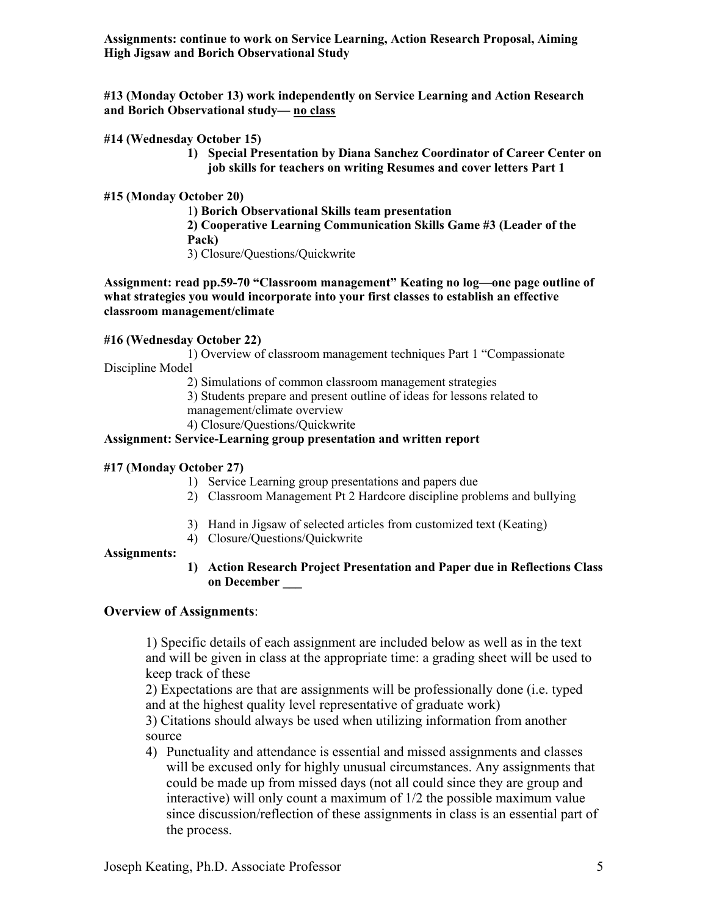**Assignments: continue to work on Service Learning, Action Research Proposal, Aiming High Jigsaw and Borich Observational Study**

**#13 (Monday October 13) work independently on Service Learning and Action Research and Borich Observational study— <u>no class</u>**

**#14 (Wednesday October 15)**

1) **Special Presentation by Diana Sanchez Coordinator of Career Center on job skills for teachers on writing Resumes and cover letters Part 1**

**#15 (Monday October 20)**

1) **Borich Observational Skills team presentation**
2) **Cooperative Learning Communication Skills Game #3 (Leader of the Pack)**
3) Closure/Questions/Quickwrite

**Assignment: read pp.59-70 "Classroom management" Keating no log—one page outline of what strategies you would incorporate into your first classes to establish an effective classroom management/climate**

**#16 (Wednesday October 22)**

1) Overview of classroom management techniques Part 1 "Compassionate Discipline Model
2) Simulations of common classroom management strategies
3) Students prepare and present outline of ideas for lessons related to management/climate overview
4) Closure/Questions/Quickwrite

**Assignment: Service-Learning group presentation and written report**

**#17 (Monday October 27)**

1) Service Learning group presentations and papers due
2) Classroom Management Pt 2 Hardcore discipline problems and bullying
3) Hand in Jigsaw of selected articles from customized text (Keating)
4) Closure/Questions/Quickwrite

**Assignments:**

1) **Action Research Project Presentation and Paper due in Reflections Class on December ___**

## Overview of Assignments:

1) Specific details of each assignment are included below as well as in the text and will be given in class at the appropriate time: a grading sheet will be used to keep track of these
2) Expectations are that are assignments will be professionally done (i.e. typed and at the highest quality level representative of graduate work)
3) Citations should always be used when utilizing information from another source
4) Punctuality and attendance is essential and missed assignments and classes will be excused only for highly unusual circumstances. Any assignments that could be made up from missed days (not all could since they are group and interactive) will only count a maximum of 1/2 the possible maximum value since discussion/reflection of these assignments in class is an essential part of the process.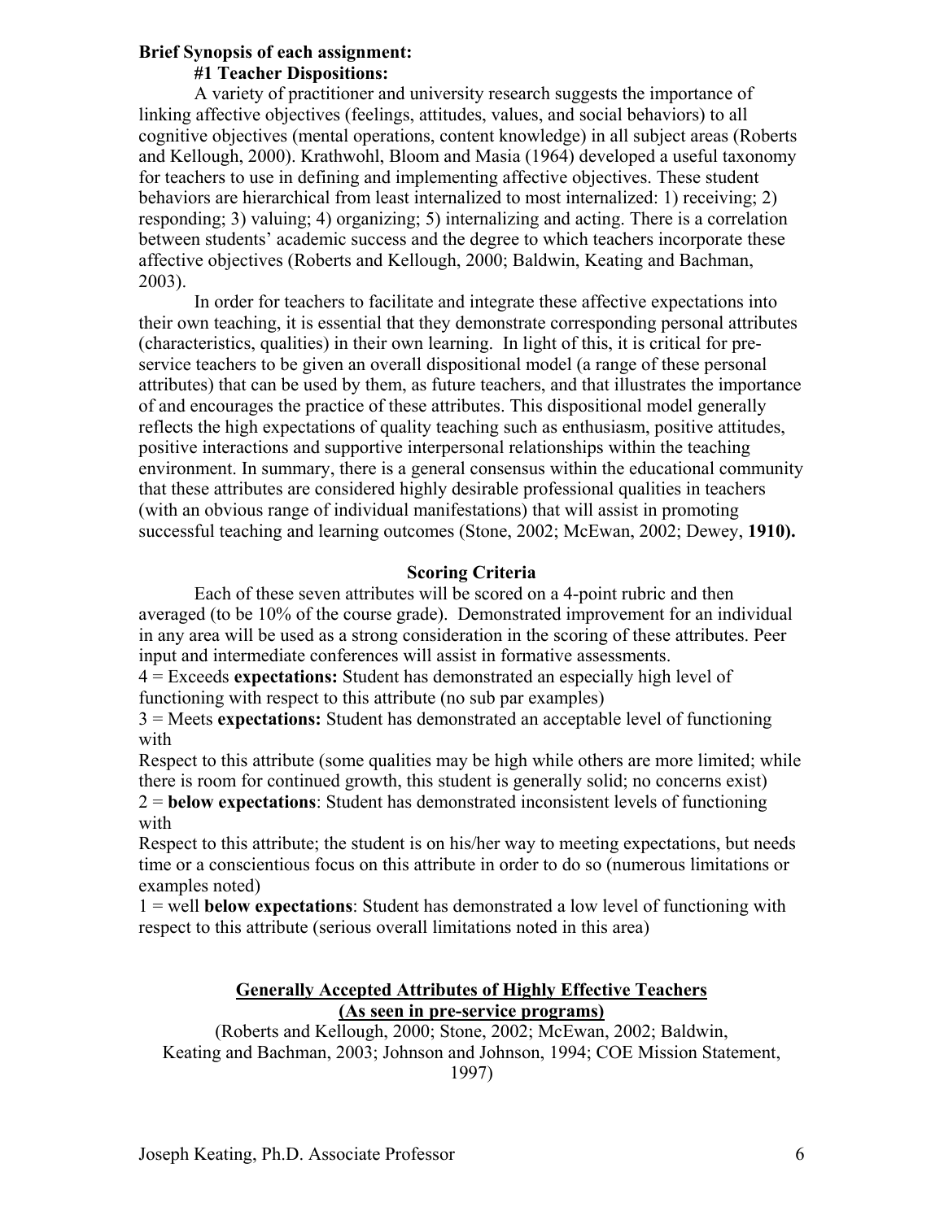**Brief Synopsis of each assignment:**

**#1 Teacher Dispositions:**

A variety of practitioner and university research suggests the importance of linking affective objectives (feelings, attitudes, values, and social behaviors) to all cognitive objectives (mental operations, content knowledge) in all subject areas (Roberts and Kellough, 2000). Krathwohl, Bloom and Masia (1964) developed a useful taxonomy for teachers to use in defining and implementing affective objectives. These student behaviors are hierarchical from least internalized to most internalized: 1) receiving; 2) responding; 3) valuing; 4) organizing; 5) internalizing and acting. There is a correlation between students' academic success and the degree to which teachers incorporate these affective objectives (Roberts and Kellough, 2000; Baldwin, Keating and Bachman, 2003).

In order for teachers to facilitate and integrate these affective expectations into their own teaching, it is essential that they demonstrate corresponding personal attributes (characteristics, qualities) in their own learning. In light of this, it is critical for pre-service teachers to be given an overall dispositional model (a range of these personal attributes) that can be used by them, as future teachers, and that illustrates the importance of and encourages the practice of these attributes. This dispositional model generally reflects the high expectations of quality teaching such as enthusiasm, positive attitudes, positive interactions and supportive interpersonal relationships within the teaching environment. In summary, there is a general consensus within the educational community that these attributes are considered highly desirable professional qualities in teachers (with an obvious range of individual manifestations) that will assist in promoting successful teaching and learning outcomes (Stone, 2002; McEwan, 2002; Dewey, **1910).**

**Scoring Criteria**

Each of these seven attributes will be scored on a 4-point rubric and then averaged (to be 10% of the course grade). Demonstrated improvement for an individual in any area will be used as a strong consideration in the scoring of these attributes. Peer input and intermediate conferences will assist in formative assessments.

4 = Exceeds **expectations:** Student has demonstrated an especially high level of functioning with respect to this attribute (no sub par examples)

3 = Meets **expectations:** Student has demonstrated an acceptable level of functioning with

Respect to this attribute (some qualities may be high while others are more limited; while there is room for continued growth, this student is generally solid; no concerns exist)

2 = **below expectations**: Student has demonstrated inconsistent levels of functioning with

Respect to this attribute; the student is on his/her way to meeting expectations, but needs time or a conscientious focus on this attribute in order to do so (numerous limitations or examples noted)

1 = well **below expectations**: Student has demonstrated a low level of functioning with respect to this attribute (serious overall limitations noted in this area)

**Generally Accepted Attributes of Highly Effective Teachers**
**(As seen in pre-service programs)**

(Roberts and Kellough, 2000; Stone, 2002; McEwan, 2002; Baldwin, Keating and Bachman, 2003; Johnson and Johnson, 1994; COE Mission Statement, 1997)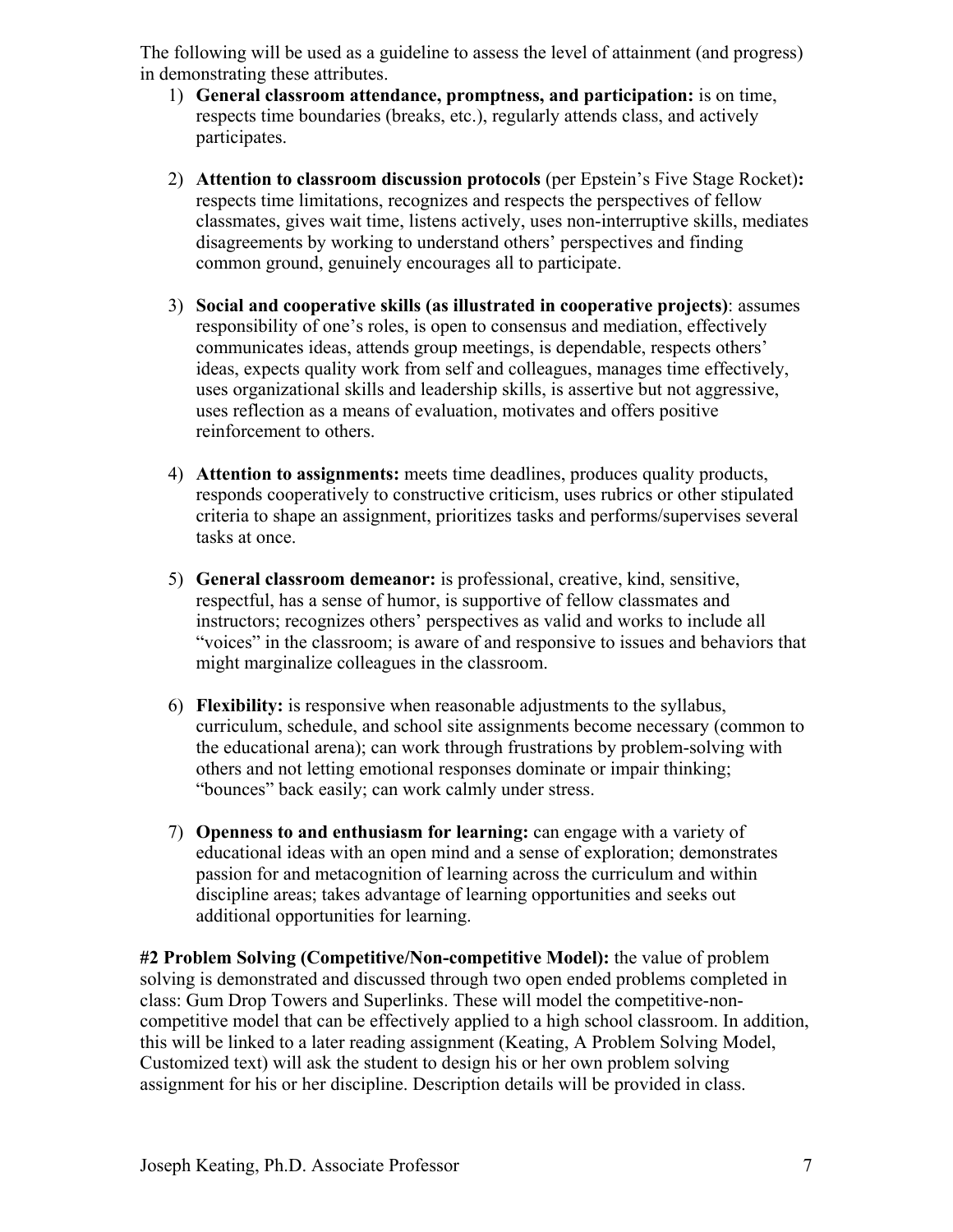The following will be used as a guideline to assess the level of attainment (and progress) in demonstrating these attributes.

1) **General classroom attendance, promptness, and participation:** is on time, respects time boundaries (breaks, etc.), regularly attends class, and actively participates.

2) **Attention to classroom discussion protocols** (per Epstein's Five Stage Rocket)**:** respects time limitations, recognizes and respects the perspectives of fellow classmates, gives wait time, listens actively, uses non-interruptive skills, mediates disagreements by working to understand others' perspectives and finding common ground, genuinely encourages all to participate.

3) **Social and cooperative skills (as illustrated in cooperative projects)**: assumes responsibility of one's roles, is open to consensus and mediation, effectively communicates ideas, attends group meetings, is dependable, respects others' ideas, expects quality work from self and colleagues, manages time effectively, uses organizational skills and leadership skills, is assertive but not aggressive, uses reflection as a means of evaluation, motivates and offers positive reinforcement to others.

4) **Attention to assignments:** meets time deadlines, produces quality products, responds cooperatively to constructive criticism, uses rubrics or other stipulated criteria to shape an assignment, prioritizes tasks and performs/supervises several tasks at once.

5) **General classroom demeanor:** is professional, creative, kind, sensitive, respectful, has a sense of humor, is supportive of fellow classmates and instructors; recognizes others' perspectives as valid and works to include all "voices" in the classroom; is aware of and responsive to issues and behaviors that might marginalize colleagues in the classroom.

6) **Flexibility:** is responsive when reasonable adjustments to the syllabus, curriculum, schedule, and school site assignments become necessary (common to the educational arena); can work through frustrations by problem-solving with others and not letting emotional responses dominate or impair thinking; "bounces" back easily; can work calmly under stress.

7) **Openness to and enthusiasm for learning:** can engage with a variety of educational ideas with an open mind and a sense of exploration; demonstrates passion for and metacognition of learning across the curriculum and within discipline areas; takes advantage of learning opportunities and seeks out additional opportunities for learning.

**#2 Problem Solving (Competitive/Non-competitive Model):** the value of problem solving is demonstrated and discussed through two open ended problems completed in class: Gum Drop Towers and Superlinks. These will model the competitive-non-competitive model that can be effectively applied to a high school classroom. In addition, this will be linked to a later reading assignment (Keating, A Problem Solving Model, Customized text) will ask the student to design his or her own problem solving assignment for his or her discipline. Description details will be provided in class.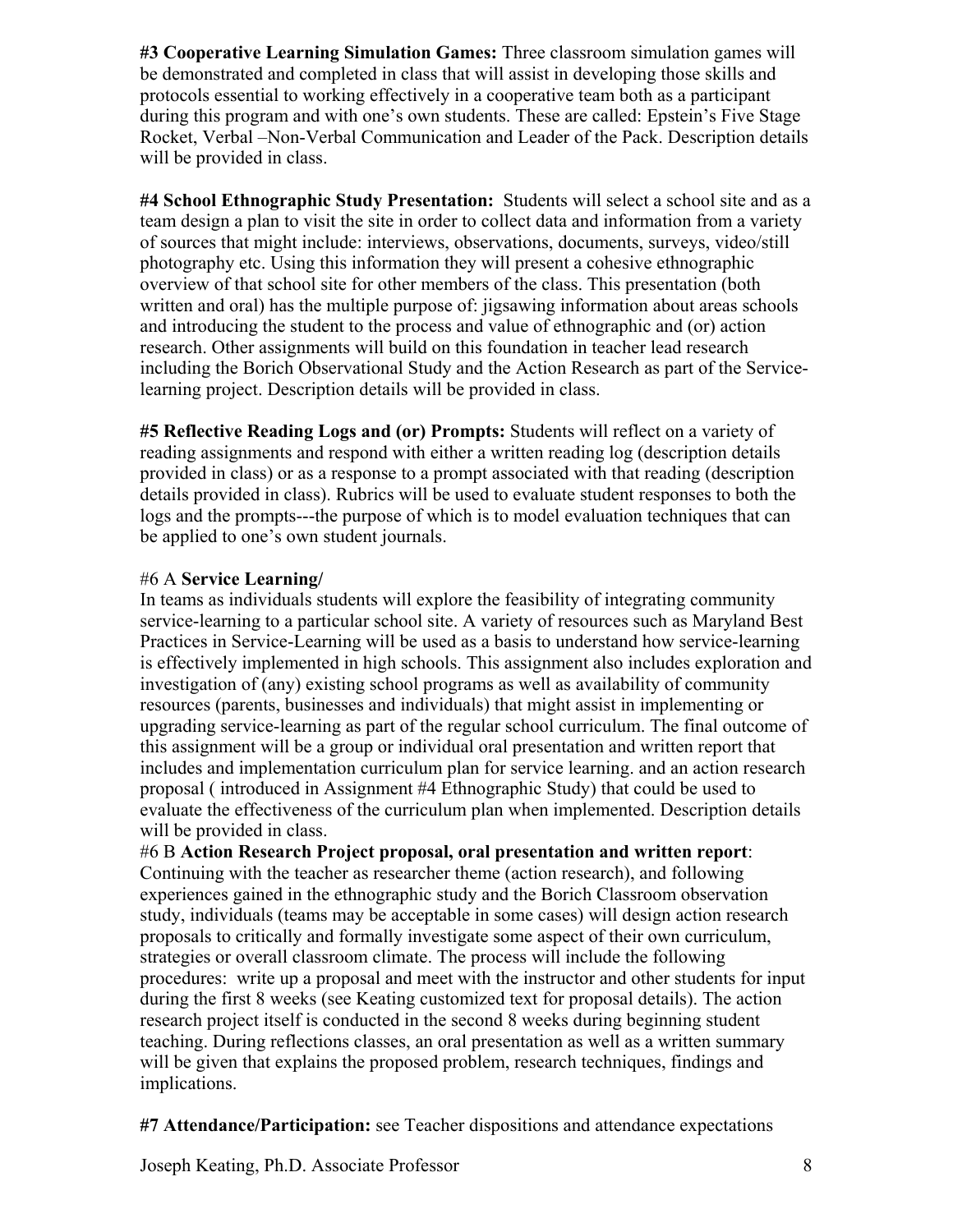**#3 Cooperative Learning Simulation Games:** Three classroom simulation games will be demonstrated and completed in class that will assist in developing those skills and protocols essential to working effectively in a cooperative team both as a participant during this program and with one's own students. These are called: Epstein's Five Stage Rocket, Verbal –Non-Verbal Communication and Leader of the Pack. Description details will be provided in class.

**#4 School Ethnographic Study Presentation:** Students will select a school site and as a team design a plan to visit the site in order to collect data and information from a variety of sources that might include: interviews, observations, documents, surveys, video/still photography etc. Using this information they will present a cohesive ethnographic overview of that school site for other members of the class. This presentation (both written and oral) has the multiple purpose of: jigsawing information about areas schools and introducing the student to the process and value of ethnographic and (or) action research. Other assignments will build on this foundation in teacher lead research including the Borich Observational Study and the Action Research as part of the Service-learning project. Description details will be provided in class.

**#5 Reflective Reading Logs and (or) Prompts:** Students will reflect on a variety of reading assignments and respond with either a written reading log (description details provided in class) or as a response to a prompt associated with that reading (description details provided in class). Rubrics will be used to evaluate student responses to both the logs and the prompts---the purpose of which is to model evaluation techniques that can be applied to one's own student journals.

#6 A **Service Learning/**
In teams as individuals students will explore the feasibility of integrating community service-learning to a particular school site. A variety of resources such as Maryland Best Practices in Service-Learning will be used as a basis to understand how service-learning is effectively implemented in high schools. This assignment also includes exploration and investigation of (any) existing school programs as well as availability of community resources (parents, businesses and individuals) that might assist in implementing or upgrading service-learning as part of the regular school curriculum. The final outcome of this assignment will be a group or individual oral presentation and written report that includes and implementation curriculum plan for service learning. and an action research proposal ( introduced in Assignment #4 Ethnographic Study) that could be used to evaluate the effectiveness of the curriculum plan when implemented. Description details will be provided in class.

#6 B **Action Research Project proposal, oral presentation and written report**: Continuing with the teacher as researcher theme (action research), and following experiences gained in the ethnographic study and the Borich Classroom observation study, individuals (teams may be acceptable in some cases) will design action research proposals to critically and formally investigate some aspect of their own curriculum, strategies or overall classroom climate. The process will include the following procedures: write up a proposal and meet with the instructor and other students for input during the first 8 weeks (see Keating customized text for proposal details). The action research project itself is conducted in the second 8 weeks during beginning student teaching. During reflections classes, an oral presentation as well as a written summary will be given that explains the proposed problem, research techniques, findings and implications.

**#7 Attendance/Participation:** see Teacher dispositions and attendance expectations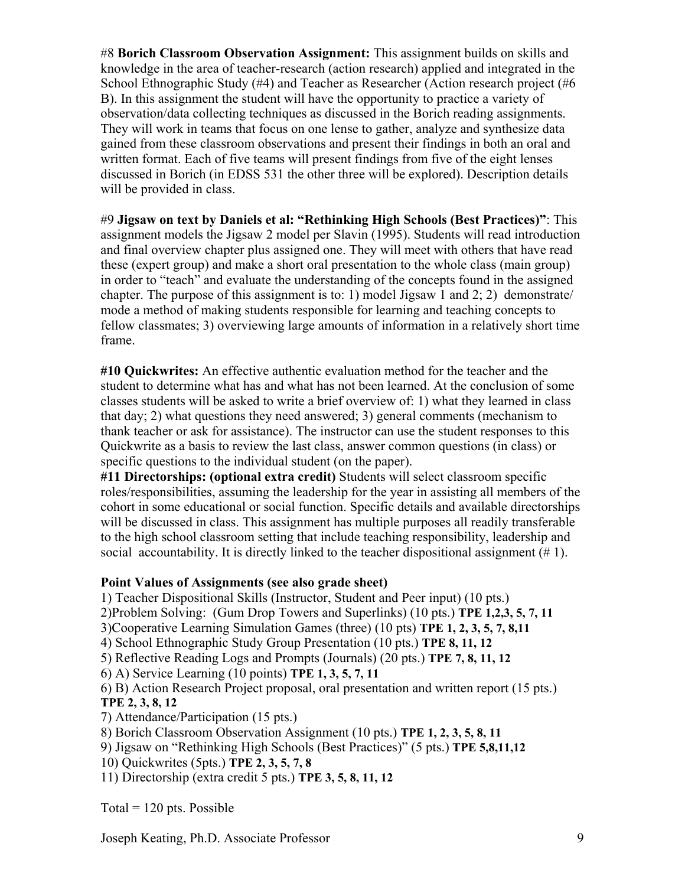#8 **Borich Classroom Observation Assignment:** This assignment builds on skills and knowledge in the area of teacher-research (action research) applied and integrated in the School Ethnographic Study (#4) and Teacher as Researcher (Action research project (#6 B). In this assignment the student will have the opportunity to practice a variety of observation/data collecting techniques as discussed in the Borich reading assignments. They will work in teams that focus on one lense to gather, analyze and synthesize data gained from these classroom observations and present their findings in both an oral and written format. Each of five teams will present findings from five of the eight lenses discussed in Borich (in EDSS 531 the other three will be explored). Description details will be provided in class.

#9 **Jigsaw on text by Daniels et al: "Rethinking High Schools (Best Practices)"**: This assignment models the Jigsaw 2 model per Slavin (1995). Students will read introduction and final overview chapter plus assigned one. They will meet with others that have read these (expert group) and make a short oral presentation to the whole class (main group) in order to "teach" and evaluate the understanding of the concepts found in the assigned chapter. The purpose of this assignment is to: 1) model Jigsaw 1 and 2; 2) demonstrate/ mode a method of making students responsible for learning and teaching concepts to fellow classmates; 3) overviewing large amounts of information in a relatively short time frame.

**#10 Quickwrites:** An effective authentic evaluation method for the teacher and the student to determine what has and what has not been learned. At the conclusion of some classes students will be asked to write a brief overview of: 1) what they learned in class that day; 2) what questions they need answered; 3) general comments (mechanism to thank teacher or ask for assistance). The instructor can use the student responses to this Quickwrite as a basis to review the last class, answer common questions (in class) or specific questions to the individual student (on the paper).

**#11 Directorships: (optional extra credit)** Students will select classroom specific roles/responsibilities, assuming the leadership for the year in assisting all members of the cohort in some educational or social function. Specific details and available directorships will be discussed in class. This assignment has multiple purposes all readily transferable to the high school classroom setting that include teaching responsibility, leadership and social accountability. It is directly linked to the teacher dispositional assignment (# 1).

**Point Values of Assignments (see also grade sheet)**

1) Teacher Dispositional Skills (Instructor, Student and Peer input) (10 pts.)
2)Problem Solving: (Gum Drop Towers and Superlinks) (10 pts.) **TPE 1,2,3, 5, 7, 11**
3)Cooperative Learning Simulation Games (three) (10 pts) **TPE 1, 2, 3, 5, 7, 8,11**
4) School Ethnographic Study Group Presentation (10 pts.) **TPE 8, 11, 12**
5) Reflective Reading Logs and Prompts (Journals) (20 pts.) **TPE 7, 8, 11, 12**
6) A) Service Learning (10 points) **TPE 1, 3, 5, 7, 11**
6) B) Action Research Project proposal, oral presentation and written report (15 pts.) **TPE 2, 3, 8, 12**
7) Attendance/Participation (15 pts.)
8) Borich Classroom Observation Assignment (10 pts.) **TPE 1, 2, 3, 5, 8, 11**
9) Jigsaw on "Rethinking High Schools (Best Practices)" (5 pts.) **TPE 5,8,11,12**
10) Quickwrites (5pts.) **TPE 2, 3, 5, 7, 8**
11) Directorship (extra credit 5 pts.) **TPE 3, 5, 8, 11, 12**

Total = 120 pts. Possible

Joseph Keating, Ph.D. Associate Professor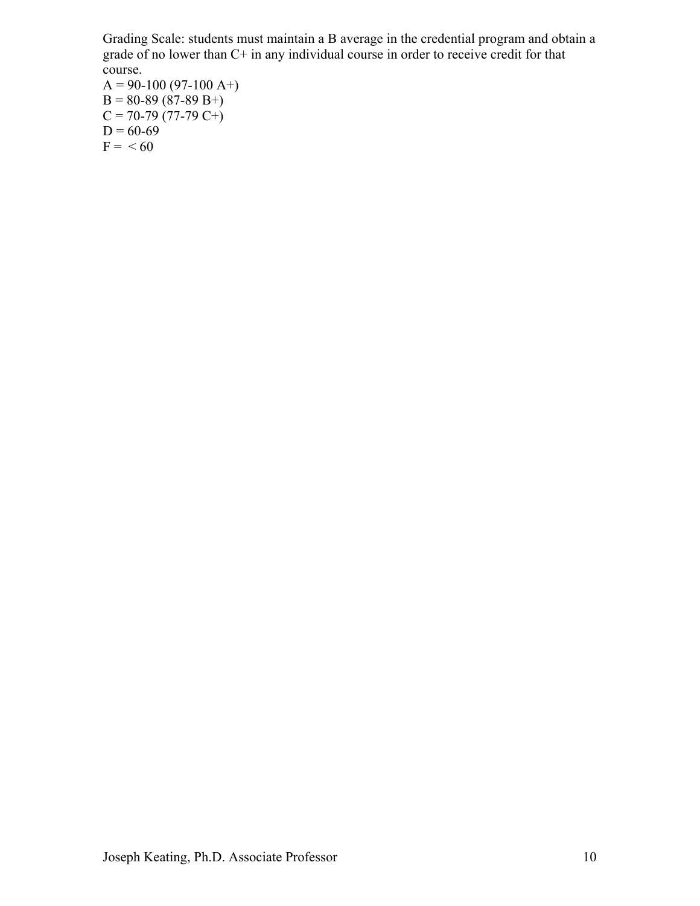Grading Scale: students must maintain a B average in the credential program and obtain a grade of no lower than C+ in any individual course in order to receive credit for that course.

A = 90-100 (97-100 A+)  
B = 80-89 (87-89 B+)  
C = 70-79 (77-79 C+)  
D = 60-69  
F = < 60